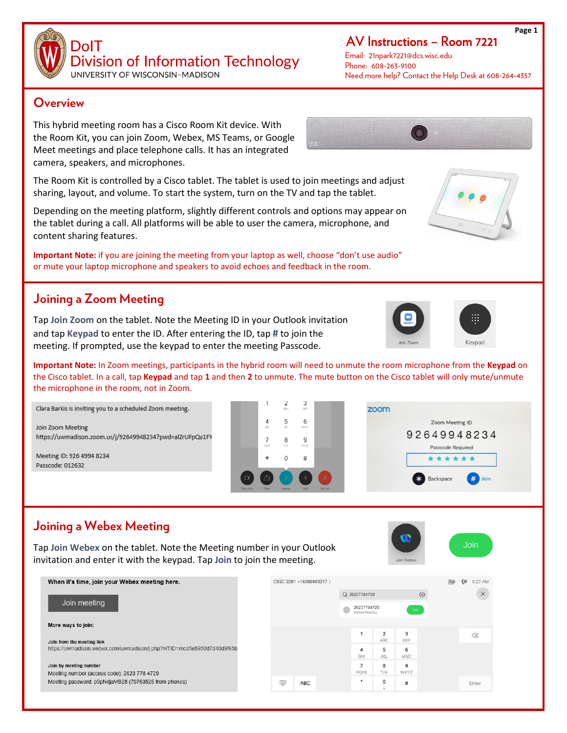# DoIT Division of Information Technology

UNIVERSITY OF WISCONSIN–MADISON

## AV Instructions – Room 7221

Email: 21npark7221@dcs.wisc.edu
Phone: 608-263-9100
Need more help? Contact the Help Desk at 608-264-4357

## Overview

This hybrid meeting room has a Cisco Room Kit device. With the Room Kit, you can join Zoom, Webex, MS Teams, or Google Meet meetings and place telephone calls. It has an integrated camera, speakers, and microphones.

The Room Kit is controlled by a Cisco tablet. The tablet is used to join meetings and adjust sharing, layout, and volume. To start the system, turn on the TV and tap the tablet.

Depending on the meeting platform, slightly different controls and options may appear on the tablet during a call. All platforms will be able to user the camera, microphone, and content sharing features.

**Important Note:** if you are joining the meeting from your laptop as well, choose "don't use audio" or mute your laptop microphone and speakers to avoid echoes and feedback in the room.

## Joining a Zoom Meeting

Tap **Join Zoom** on the tablet. Note the Meeting ID in your Outlook invitation and tap **Keypad** to enter the ID. After entering the ID, tap **#** to join the meeting. If prompted, use the keypad to enter the meeting Passcode.

Join Zoom    Keypad

**Important Note:** In Zoom meetings, participants in the hybrid room will need to unmute the room microphone from the **Keypad** on the Cisco tablet. In a call, tap **Keypad** and tap **1** and then **2** to unmute. The mute button on the Cisco tablet will only mute/unmute the microphone in the room, not in Zoom.

Clara Barkis is inviting you to a scheduled Zoom meeting.

Join Zoom Meeting
https://uwmadison.zoom.us/j/92649948234?pwd=alZrUFpQa1FY

Meeting ID: 926 4994 8234
Passcode: 012632

zoom
Zoom Meeting ID
92649948234
Passcode Required
******
Backspace    Join

## Joining a Webex Meeting

Tap **Join Webex** on the tablet. Note the Meeting number in your Outlook invitation and enter it with the keypad. Tap **Join** to join the meeting.

Join Webex    Join

When it's time, join your Webex meeting here.

Join meeting

More ways to join:

Join from the meeting link
https://uwmadison.webex.com/uwmadison/j.php?MTID=mcd5e5950d7d40d9f65b

Join by meeting number
Meeting number (access code): 2623 778 4729
Meeting password: p9pNdjaMB28 (79763526 from phones)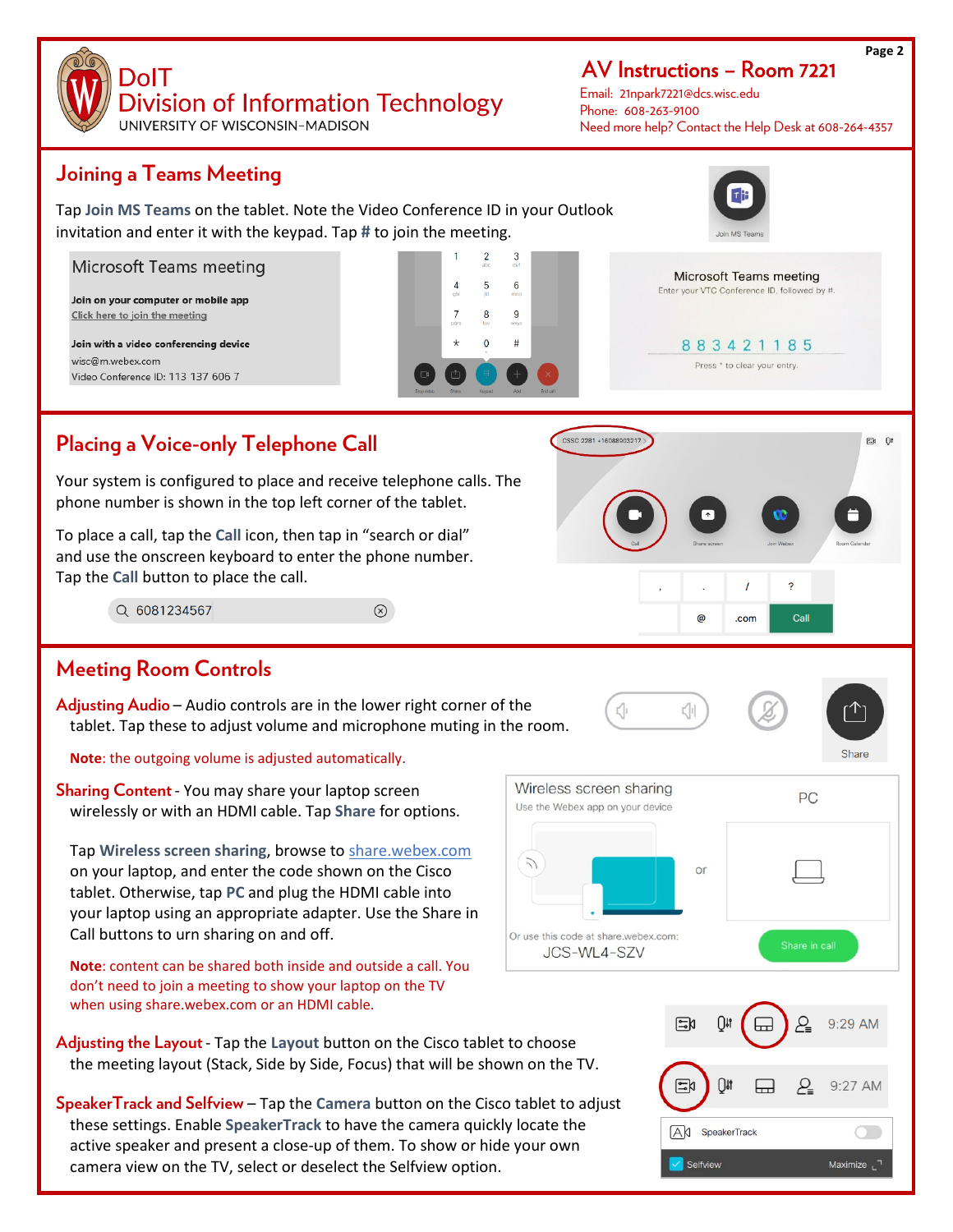DoIT
Division of Information Technology
UNIVERSITY OF WISCONSIN–MADISON

# AV Instructions – Room 7221

Email: 21npark7221@dcs.wisc.edu
Phone: 608-263-9100
Need more help? Contact the Help Desk at 608-264-4357

## Joining a Teams Meeting

Tap **Join MS Teams** on the tablet. Note the Video Conference ID in your Outlook invitation and enter it with the keypad. Tap **#** to join the meeting.

Microsoft Teams meeting

**Join on your computer or mobile app**
Click here to join the meeting

**Join with a video conferencing device**
wisc@m.webex.com
Video Conference ID: 113 137 606 7

Microsoft Teams meeting
Enter your VTC Conference ID, followed by #.
8 8 3 4 2 1 1 8 5
Press * to clear your entry.

## Placing a Voice-only Telephone Call

Your system is configured to place and receive telephone calls. The phone number is shown in the top left corner of the tablet.

To place a call, tap the **Call** icon, then tap in "search or dial" and use the onscreen keyboard to enter the phone number. Tap the **Call** button to place the call.

## Meeting Room Controls

**Adjusting Audio** – Audio controls are in the lower right corner of the tablet. Tap these to adjust volume and microphone muting in the room.

**Note**: the outgoing volume is adjusted automatically.

**Sharing Content** - You may share your laptop screen wirelessly or with an HDMI cable. Tap **Share** for options.

Tap **Wireless screen sharing**, browse to share.webex.com on your laptop, and enter the code shown on the Cisco tablet. Otherwise, tap **PC** and plug the HDMI cable into your laptop using an appropriate adapter. Use the Share in Call buttons to urn sharing on and off.

**Note**: content can be shared both inside and outside a call. You don't need to join a meeting to show your laptop on the TV when using share.webex.com or an HDMI cable.

**Adjusting the Layout** - Tap the **Layout** button on the Cisco tablet to choose the meeting layout (Stack, Side by Side, Focus) that will be shown on the TV.

**SpeakerTrack and Selfview** – Tap the **Camera** button on the Cisco tablet to adjust these settings. Enable **SpeakerTrack** to have the camera quickly locate the active speaker and present a close-up of them. To show or hide your own camera view on the TV, select or deselect the Selfview option.